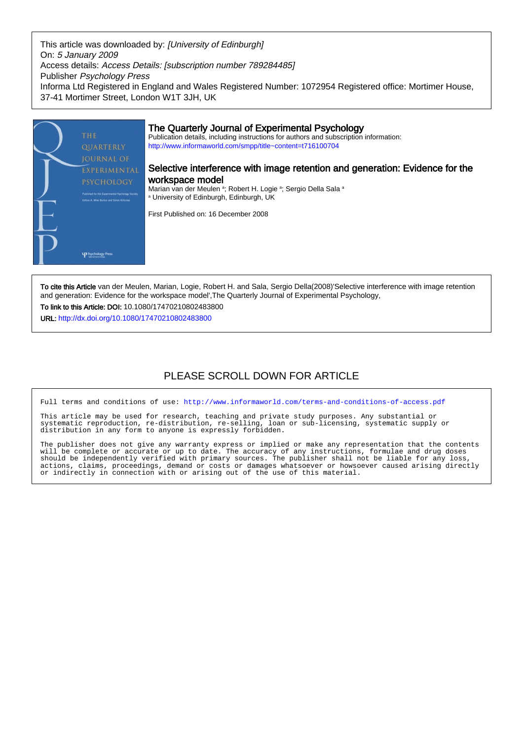This article was downloaded by: *[University of Edinburgh]*
On: *5 January 2009*
Access details: *Access Details: [subscription number 789284485]*
Publisher *Psychology Press*
Informa Ltd Registered in England and Wales Registered Number: 1072954 Registered office: Mortimer House, 37-41 Mortimer Street, London W1T 3JH, UK

## The Quarterly Journal of Experimental Psychology

Publication details, including instructions for authors and subscription information:
http://www.informaworld.com/smpp/title~content=t716100704

## Selective interference with image retention and generation: Evidence for the workspace model

Marian van der Meulen [a]; Robert H. Logie [a]; Sergio Della Sala [a]
[a] University of Edinburgh, Edinburgh, UK

First Published on: 16 December 2008

**To cite this Article** van der Meulen, Marian, Logie, Robert H. and Sala, Sergio Della(2008)'Selective interference with image retention and generation: Evidence for the workspace model',The Quarterly Journal of Experimental Psychology,

**To link to this Article: DOI:** 10.1080/17470210802483800

**URL:** http://dx.doi.org/10.1080/17470210802483800

PLEASE SCROLL DOWN FOR ARTICLE

```
Full terms and conditions of use: http://www.informaworld.com/terms-and-conditions-of-access.pdf

This article may be used for research, teaching and private study purposes. Any substantial or
systematic reproduction, re-distribution, re-selling, loan or sub-licensing, systematic supply or
distribution in any form to anyone is expressly forbidden.

The publisher does not give any warranty express or implied or make any representation that the contents
will be complete or accurate or up to date. The accuracy of any instructions, formulae and drug doses
should be independently verified with primary sources. The publisher shall not be liable for any loss,
actions, claims, proceedings, demand or costs or damages whatsoever or howsoever caused arising directly
or indirectly in connection with or arising out of the use of this material.
```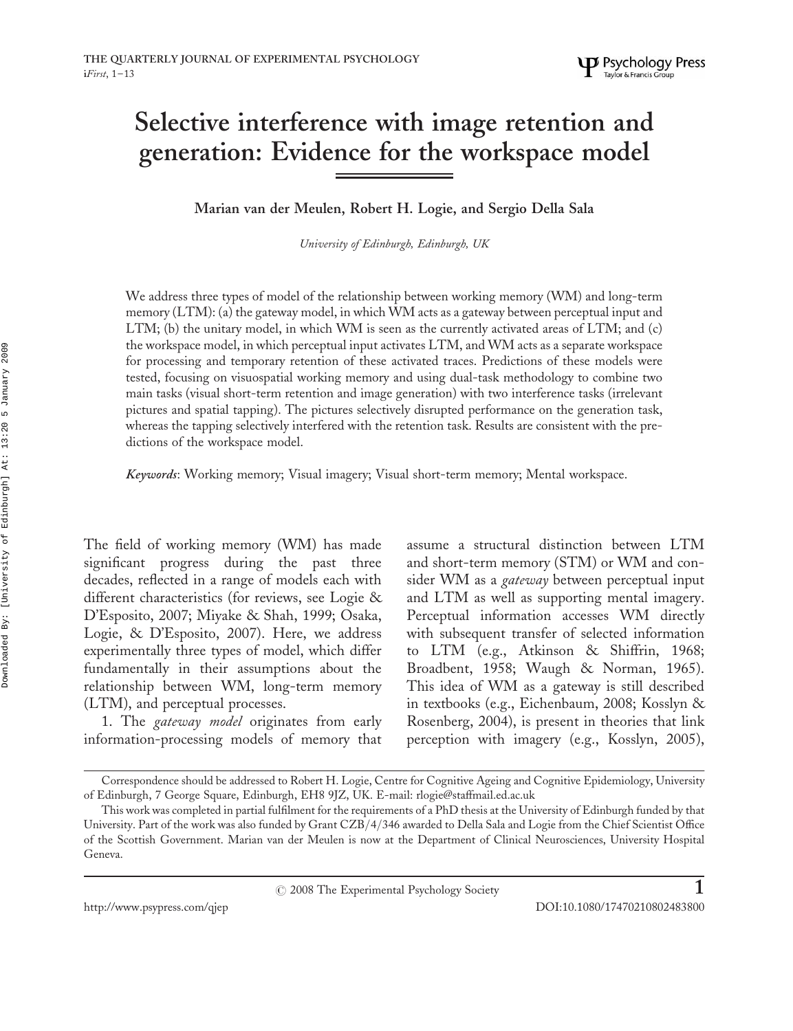# Selective interference with image retention and generation: Evidence for the workspace model

**Marian van der Meulen, Robert H. Logie, and Sergio Della Sala**

*University of Edinburgh, Edinburgh, UK*

We address three types of model of the relationship between working memory (WM) and long-term memory (LTM): (a) the gateway model, in which WM acts as a gateway between perceptual input and LTM; (b) the unitary model, in which WM is seen as the currently activated areas of LTM; and (c) the workspace model, in which perceptual input activates LTM, and WM acts as a separate workspace for processing and temporary retention of these activated traces. Predictions of these models were tested, focusing on visuospatial working memory and using dual-task methodology to combine two main tasks (visual short-term retention and image generation) with two interference tasks (irrelevant pictures and spatial tapping). The pictures selectively disrupted performance on the generation task, whereas the tapping selectively interfered with the retention task. Results are consistent with the predictions of the workspace model.

*Keywords*: Working memory; Visual imagery; Visual short-term memory; Mental workspace.

The field of working memory (WM) has made significant progress during the past three decades, reflected in a range of models each with different characteristics (for reviews, see Logie & D'Esposito, 2007; Miyake & Shah, 1999; Osaka, Logie, & D'Esposito, 2007). Here, we address experimentally three types of model, which differ fundamentally in their assumptions about the relationship between WM, long-term memory (LTM), and perceptual processes.

1. The *gateway model* originates from early information-processing models of memory that assume a structural distinction between LTM and short-term memory (STM) or WM and consider WM as a *gateway* between perceptual input and LTM as well as supporting mental imagery. Perceptual information accesses WM directly with subsequent transfer of selected information to LTM (e.g., Atkinson & Shiffrin, 1968; Broadbent, 1958; Waugh & Norman, 1965). This idea of WM as a gateway is still described in textbooks (e.g., Eichenbaum, 2008; Kosslyn & Rosenberg, 2004), is present in theories that link perception with imagery (e.g., Kosslyn, 2005),

Correspondence should be addressed to Robert H. Logie, Centre for Cognitive Ageing and Cognitive Epidemiology, University of Edinburgh, 7 George Square, Edinburgh, EH8 9JZ, UK. E-mail: rlogie@staffmail.ed.ac.uk

This work was completed in partial fulfilment for the requirements of a PhD thesis at the University of Edinburgh funded by that University. Part of the work was also funded by Grant CZB/4/346 awarded to Della Sala and Logie from the Chief Scientist Office of the Scottish Government. Marian van der Meulen is now at the Department of Clinical Neurosciences, University Hospital Geneva.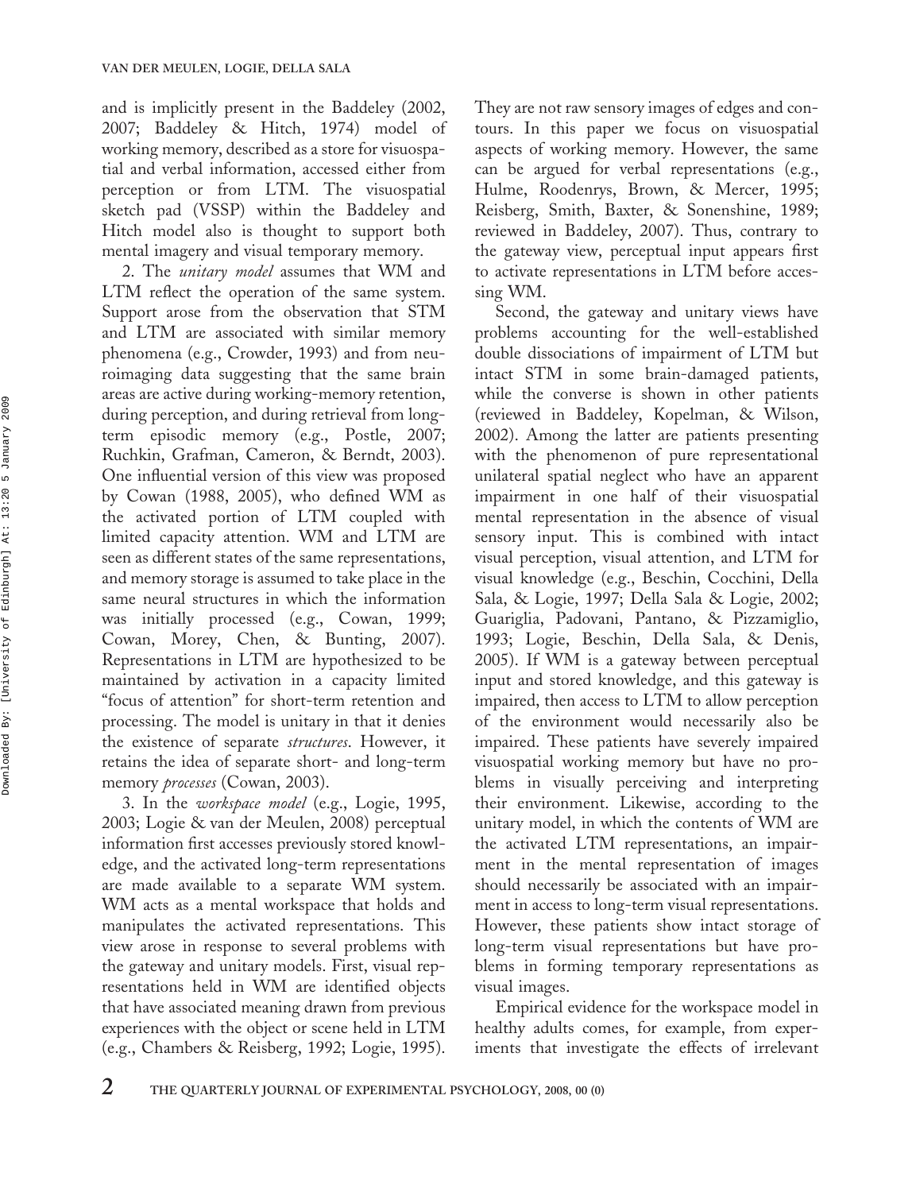and is implicitly present in the Baddeley (2002, 2007; Baddeley & Hitch, 1974) model of working memory, described as a store for visuospatial and verbal information, accessed either from perception or from LTM. The visuospatial sketch pad (VSSP) within the Baddeley and Hitch model also is thought to support both mental imagery and visual temporary memory.

2. The *unitary model* assumes that WM and LTM reflect the operation of the same system. Support arose from the observation that STM and LTM are associated with similar memory phenomena (e.g., Crowder, 1993) and from neuroimaging data suggesting that the same brain areas are active during working-memory retention, during perception, and during retrieval from long-term episodic memory (e.g., Postle, 2007; Ruchkin, Grafman, Cameron, & Berndt, 2003). One influential version of this view was proposed by Cowan (1988, 2005), who defined WM as the activated portion of LTM coupled with limited capacity attention. WM and LTM are seen as different states of the same representations, and memory storage is assumed to take place in the same neural structures in which the information was initially processed (e.g., Cowan, 1999; Cowan, Morey, Chen, & Bunting, 2007). Representations in LTM are hypothesized to be maintained by activation in a capacity limited "focus of attention" for short-term retention and processing. The model is unitary in that it denies the existence of separate *structures*. However, it retains the idea of separate short- and long-term memory *processes* (Cowan, 2003).

3. In the *workspace model* (e.g., Logie, 1995, 2003; Logie & van der Meulen, 2008) perceptual information first accesses previously stored knowledge, and the activated long-term representations are made available to a separate WM system. WM acts as a mental workspace that holds and manipulates the activated representations. This view arose in response to several problems with the gateway and unitary models. First, visual representations held in WM are identified objects that have associated meaning drawn from previous experiences with the object or scene held in LTM (e.g., Chambers & Reisberg, 1992; Logie, 1995). They are not raw sensory images of edges and contours. In this paper we focus on visuospatial aspects of working memory. However, the same can be argued for verbal representations (e.g., Hulme, Roodenrys, Brown, & Mercer, 1995; Reisberg, Smith, Baxter, & Sonenshine, 1989; reviewed in Baddeley, 2007). Thus, contrary to the gateway view, perceptual input appears first to activate representations in LTM before accessing WM.

Second, the gateway and unitary views have problems accounting for the well-established double dissociations of impairment of LTM but intact STM in some brain-damaged patients, while the converse is shown in other patients (reviewed in Baddeley, Kopelman, & Wilson, 2002). Among the latter are patients presenting with the phenomenon of pure representational unilateral spatial neglect who have an apparent impairment in one half of their visuospatial mental representation in the absence of visual sensory input. This is combined with intact visual perception, visual attention, and LTM for visual knowledge (e.g., Beschin, Cocchini, Della Sala, & Logie, 1997; Della Sala & Logie, 2002; Guariglia, Padovani, Pantano, & Pizzamiglio, 1993; Logie, Beschin, Della Sala, & Denis, 2005). If WM is a gateway between perceptual input and stored knowledge, and this gateway is impaired, then access to LTM to allow perception of the environment would necessarily also be impaired. These patients have severely impaired visuospatial working memory but have no problems in visually perceiving and interpreting their environment. Likewise, according to the unitary model, in which the contents of WM are the activated LTM representations, an impairment in the mental representation of images should necessarily be associated with an impairment in access to long-term visual representations. However, these patients show intact storage of long-term visual representations but have problems in forming temporary representations as visual images.

Empirical evidence for the workspace model in healthy adults comes, for example, from experiments that investigate the effects of irrelevant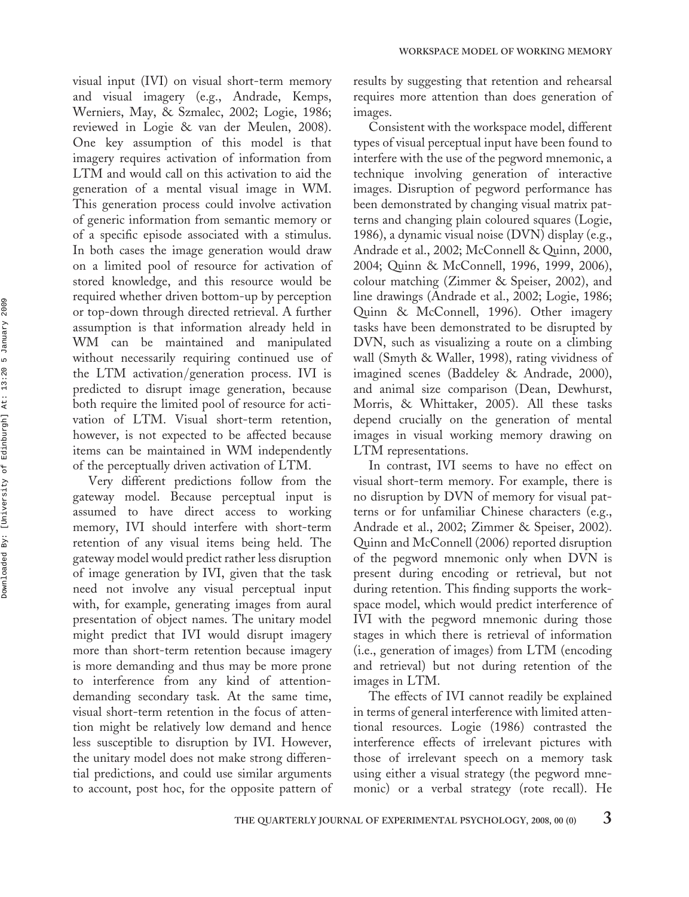visual input (IVI) on visual short-term memory and visual imagery (e.g., Andrade, Kemps, Werniers, May, & Szmalec, 2002; Logie, 1986; reviewed in Logie & van der Meulen, 2008). One key assumption of this model is that imagery requires activation of information from LTM and would call on this activation to aid the generation of a mental visual image in WM. This generation process could involve activation of generic information from semantic memory or of a specific episode associated with a stimulus. In both cases the image generation would draw on a limited pool of resource for activation of stored knowledge, and this resource would be required whether driven bottom-up by perception or top-down through directed retrieval. A further assumption is that information already held in WM can be maintained and manipulated without necessarily requiring continued use of the LTM activation/generation process. IVI is predicted to disrupt image generation, because both require the limited pool of resource for activation of LTM. Visual short-term retention, however, is not expected to be affected because items can be maintained in WM independently of the perceptually driven activation of LTM.

Very different predictions follow from the gateway model. Because perceptual input is assumed to have direct access to working memory, IVI should interfere with short-term retention of any visual items being held. The gateway model would predict rather less disruption of image generation by IVI, given that the task need not involve any visual perceptual input with, for example, generating images from aural presentation of object names. The unitary model might predict that IVI would disrupt imagery more than short-term retention because imagery is more demanding and thus may be more prone to interference from any kind of attention-demanding secondary task. At the same time, visual short-term retention in the focus of attention might be relatively low demand and hence less susceptible to disruption by IVI. However, the unitary model does not make strong differential predictions, and could use similar arguments to account, post hoc, for the opposite pattern of results by suggesting that retention and rehearsal requires more attention than does generation of images.

Consistent with the workspace model, different types of visual perceptual input have been found to interfere with the use of the pegword mnemonic, a technique involving generation of interactive images. Disruption of pegword performance has been demonstrated by changing visual matrix patterns and changing plain coloured squares (Logie, 1986), a dynamic visual noise (DVN) display (e.g., Andrade et al., 2002; McConnell & Quinn, 2000, 2004; Quinn & McConnell, 1996, 1999, 2006), colour matching (Zimmer & Speiser, 2002), and line drawings (Andrade et al., 2002; Logie, 1986; Quinn & McConnell, 1996). Other imagery tasks have been demonstrated to be disrupted by DVN, such as visualizing a route on a climbing wall (Smyth & Waller, 1998), rating vividness of imagined scenes (Baddeley & Andrade, 2000), and animal size comparison (Dean, Dewhurst, Morris, & Whittaker, 2005). All these tasks depend crucially on the generation of mental images in visual working memory drawing on LTM representations.

In contrast, IVI seems to have no effect on visual short-term memory. For example, there is no disruption by DVN of memory for visual patterns or for unfamiliar Chinese characters (e.g., Andrade et al., 2002; Zimmer & Speiser, 2002). Quinn and McConnell (2006) reported disruption of the pegword mnemonic only when DVN is present during encoding or retrieval, but not during retention. This finding supports the workspace model, which would predict interference of IVI with the pegword mnemonic during those stages in which there is retrieval of information (i.e., generation of images) from LTM (encoding and retrieval) but not during retention of the images in LTM.

The effects of IVI cannot readily be explained in terms of general interference with limited attentional resources. Logie (1986) contrasted the interference effects of irrelevant pictures with those of irrelevant speech on a memory task using either a visual strategy (the pegword mnemonic) or a verbal strategy (rote recall). He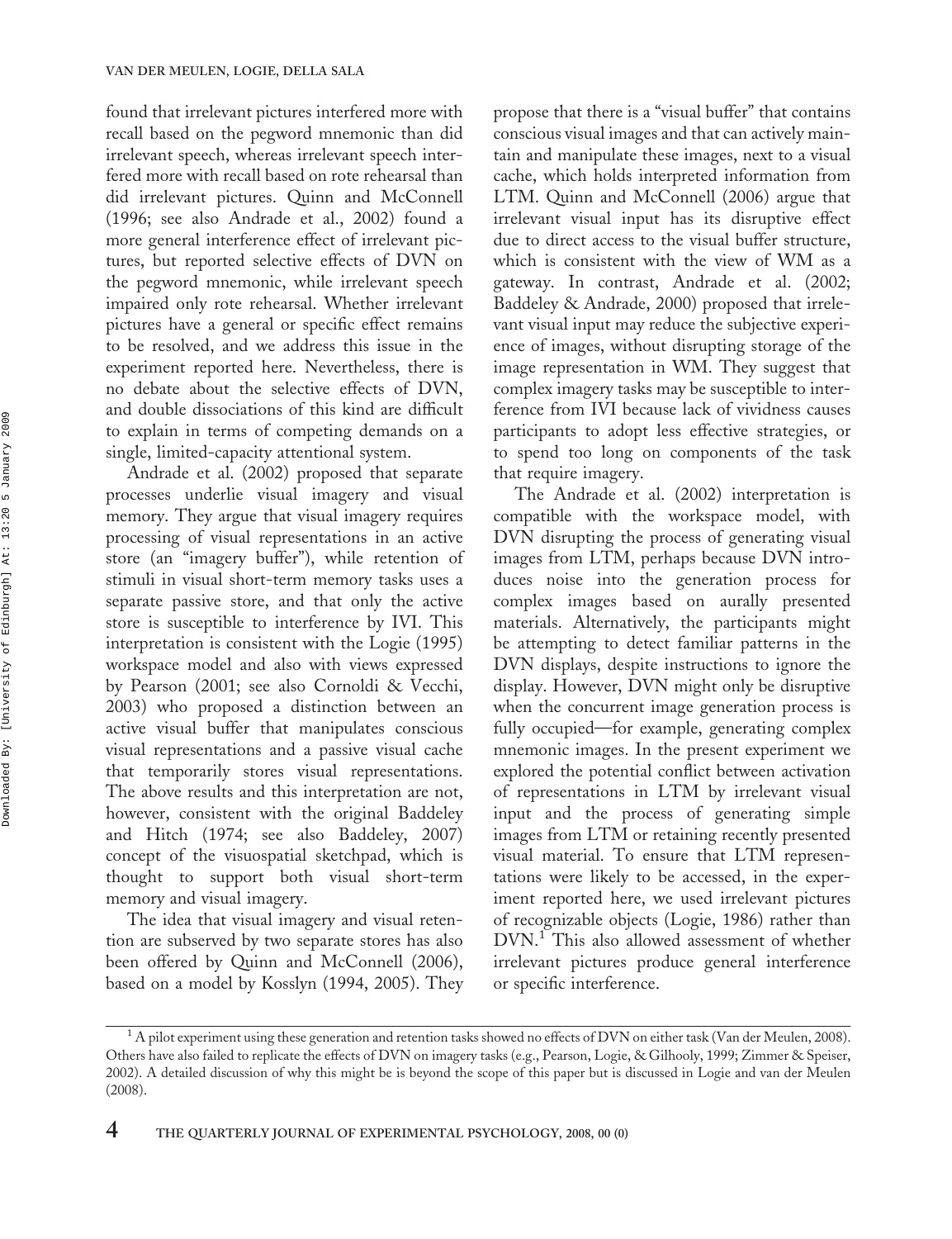found that irrelevant pictures interfered more with recall based on the pegword mnemonic than did irrelevant speech, whereas irrelevant speech interfered more with recall based on rote rehearsal than did irrelevant pictures. Quinn and McConnell (1996; see also Andrade et al., 2002) found a more general interference effect of irrelevant pictures, but reported selective effects of DVN on the pegword mnemonic, while irrelevant speech impaired only rote rehearsal. Whether irrelevant pictures have a general or specific effect remains to be resolved, and we address this issue in the experiment reported here. Nevertheless, there is no debate about the selective effects of DVN, and double dissociations of this kind are difficult to explain in terms of competing demands on a single, limited-capacity attentional system.

Andrade et al. (2002) proposed that separate processes underlie visual imagery and visual memory. They argue that visual imagery requires processing of visual representations in an active store (an "imagery buffer"), while retention of stimuli in visual short-term memory tasks uses a separate passive store, and that only the active store is susceptible to interference by IVI. This interpretation is consistent with the Logie (1995) workspace model and also with views expressed by Pearson (2001; see also Cornoldi & Vecchi, 2003) who proposed a distinction between an active visual buffer that manipulates conscious visual representations and a passive visual cache that temporarily stores visual representations. The above results and this interpretation are not, however, consistent with the original Baddeley and Hitch (1974; see also Baddeley, 2007) concept of the visuospatial sketchpad, which is thought to support both visual short-term memory and visual imagery.

The idea that visual imagery and visual retention are subserved by two separate stores has also been offered by Quinn and McConnell (2006), based on a model by Kosslyn (1994, 2005). They propose that there is a "visual buffer" that contains conscious visual images and that can actively maintain and manipulate these images, next to a visual cache, which holds interpreted information from LTM. Quinn and McConnell (2006) argue that irrelevant visual input has its disruptive effect due to direct access to the visual buffer structure, which is consistent with the view of WM as a gateway. In contrast, Andrade et al. (2002; Baddeley & Andrade, 2000) proposed that irrelevant visual input may reduce the subjective experience of images, without disrupting storage of the image representation in WM. They suggest that complex imagery tasks may be susceptible to interference from IVI because lack of vividness causes participants to adopt less effective strategies, or to spend too long on components of the task that require imagery.

The Andrade et al. (2002) interpretation is compatible with the workspace model, with DVN disrupting the process of generating visual images from LTM, perhaps because DVN introduces noise into the generation process for complex images based on aurally presented materials. Alternatively, the participants might be attempting to detect familiar patterns in the DVN displays, despite instructions to ignore the display. However, DVN might only be disruptive when the concurrent image generation process is fully occupied—for example, generating complex mnemonic images. In the present experiment we explored the potential conflict between activation of representations in LTM by irrelevant visual input and the process of generating simple images from LTM or retaining recently presented visual material. To ensure that LTM representations were likely to be accessed, in the experiment reported here, we used irrelevant pictures of recognizable objects (Logie, 1986) rather than DVN.[1] This also allowed assessment of whether irrelevant pictures produce general interference or specific interference.

[1] A pilot experiment using these generation and retention tasks showed no effects of DVN on either task (Van der Meulen, 2008). Others have also failed to replicate the effects of DVN on imagery tasks (e.g., Pearson, Logie, & Gilhooly, 1999; Zimmer & Speiser, 2002). A detailed discussion of why this might be is beyond the scope of this paper but is discussed in Logie and van der Meulen (2008).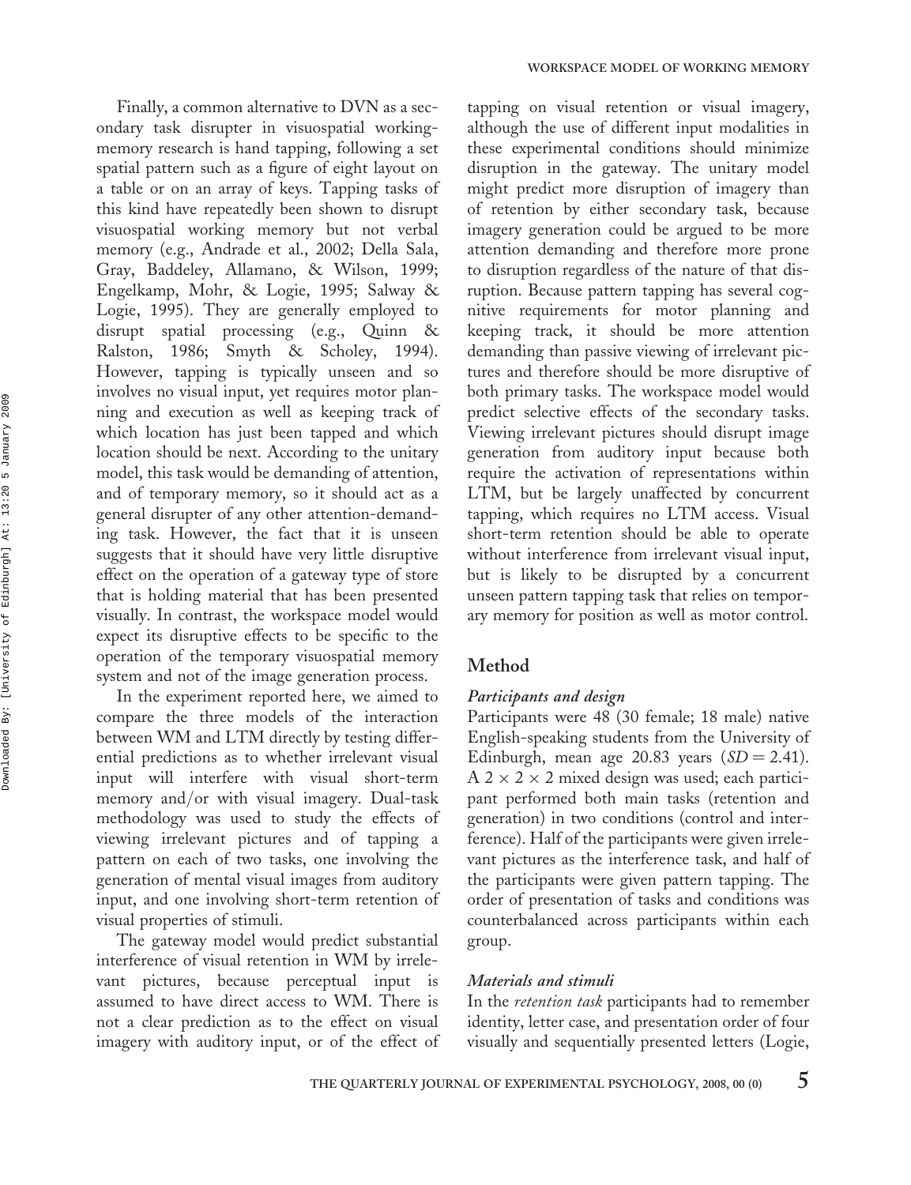Finally, a common alternative to DVN as a secondary task disrupter in visuospatial working-memory research is hand tapping, following a set spatial pattern such as a figure of eight layout on a table or on an array of keys. Tapping tasks of this kind have repeatedly been shown to disrupt visuospatial working memory but not verbal memory (e.g., Andrade et al., 2002; Della Sala, Gray, Baddeley, Allamano, & Wilson, 1999; Engelkamp, Mohr, & Logie, 1995; Salway & Logie, 1995). They are generally employed to disrupt spatial processing (e.g., Quinn & Ralston, 1986; Smyth & Scholey, 1994). However, tapping is typically unseen and so involves no visual input, yet requires motor planning and execution as well as keeping track of which location has just been tapped and which location should be next. According to the unitary model, this task would be demanding of attention, and of temporary memory, so it should act as a general disrupter of any other attention-demanding task. However, the fact that it is unseen suggests that it should have very little disruptive effect on the operation of a gateway type of store that is holding material that has been presented visually. In contrast, the workspace model would expect its disruptive effects to be specific to the operation of the temporary visuospatial memory system and not of the image generation process.

In the experiment reported here, we aimed to compare the three models of the interaction between WM and LTM directly by testing differential predictions as to whether irrelevant visual input will interfere with visual short-term memory and/or with visual imagery. Dual-task methodology was used to study the effects of viewing irrelevant pictures and of tapping a pattern on each of two tasks, one involving the generation of mental visual images from auditory input, and one involving short-term retention of visual properties of stimuli.

The gateway model would predict substantial interference of visual retention in WM by irrelevant pictures, because perceptual input is assumed to have direct access to WM. There is not a clear prediction as to the effect on visual imagery with auditory input, or of the effect of tapping on visual retention or visual imagery, although the use of different input modalities in these experimental conditions should minimize disruption in the gateway. The unitary model might predict more disruption of imagery than of retention by either secondary task, because imagery generation could be argued to be more attention demanding and therefore more prone to disruption regardless of the nature of that disruption. Because pattern tapping has several cognitive requirements for motor planning and keeping track, it should be more attention demanding than passive viewing of irrelevant pictures and therefore should be more disruptive of both primary tasks. The workspace model would predict selective effects of the secondary tasks. Viewing irrelevant pictures should disrupt image generation from auditory input because both require the activation of representations within LTM, but be largely unaffected by concurrent tapping, which requires no LTM access. Visual short-term retention should be able to operate without interference from irrelevant visual input, but is likely to be disrupted by a concurrent unseen pattern tapping task that relies on temporary memory for position as well as motor control.

## Method

### *Participants and design*

Participants were 48 (30 female; 18 male) native English-speaking students from the University of Edinburgh, mean age 20.83 years ($SD = 2.41$). A $2 \times 2 \times 2$ mixed design was used; each participant performed both main tasks (retention and generation) in two conditions (control and interference). Half of the participants were given irrelevant pictures as the interference task, and half of the participants were given pattern tapping. The order of presentation of tasks and conditions was counterbalanced across participants within each group.

### *Materials and stimuli*

In the *retention task* participants had to remember identity, letter case, and presentation order of four visually and sequentially presented letters (Logie,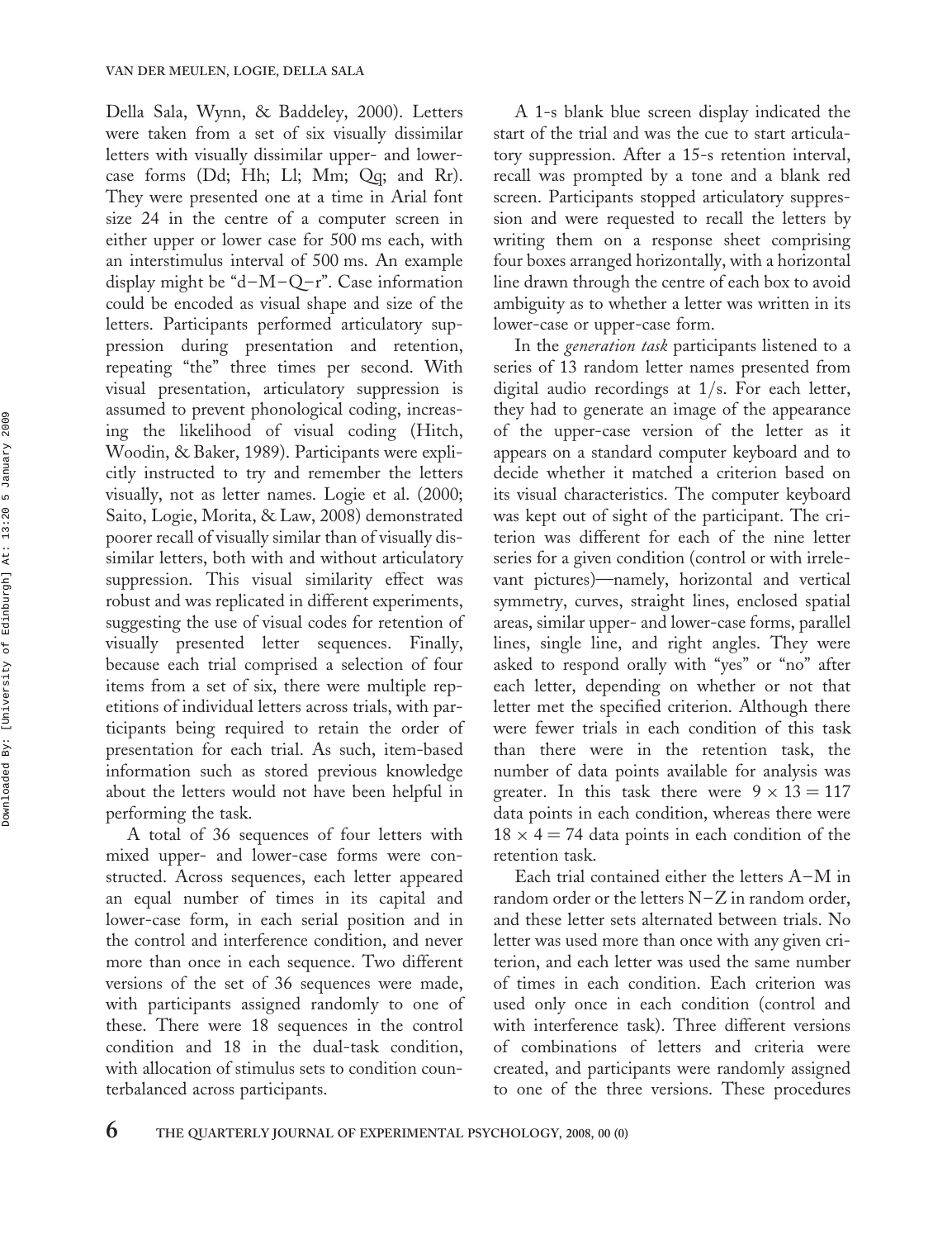Della Sala, Wynn, & Baddeley, 2000). Letters were taken from a set of six visually dissimilar letters with visually dissimilar upper- and lower-case forms (Dd; Hh; Ll; Mm; Qq; and Rr). They were presented one at a time in Arial font size 24 in the centre of a computer screen in either upper or lower case for 500 ms each, with an interstimulus interval of 500 ms. An example display might be "d–M–Q–r". Case information could be encoded as visual shape and size of the letters. Participants performed articulatory suppression during presentation and retention, repeating "the" three times per second. With visual presentation, articulatory suppression is assumed to prevent phonological coding, increasing the likelihood of visual coding (Hitch, Woodin, & Baker, 1989). Participants were explicitly instructed to try and remember the letters visually, not as letter names. Logie et al. (2000; Saito, Logie, Morita, & Law, 2008) demonstrated poorer recall of visually similar than of visually dissimilar letters, both with and without articulatory suppression. This visual similarity effect was robust and was replicated in different experiments, suggesting the use of visual codes for retention of visually presented letter sequences. Finally, because each trial comprised a selection of four items from a set of six, there were multiple repetitions of individual letters across trials, with participants being required to retain the order of presentation for each trial. As such, item-based information such as stored previous knowledge about the letters would not have been helpful in performing the task.

A total of 36 sequences of four letters with mixed upper- and lower-case forms were constructed. Across sequences, each letter appeared an equal number of times in its capital and lower-case form, in each serial position and in the control and interference condition, and never more than once in each sequence. Two different versions of the set of 36 sequences were made, with participants assigned randomly to one of these. There were 18 sequences in the control condition and 18 in the dual-task condition, with allocation of stimulus sets to condition counterbalanced across participants.

A 1-s blank blue screen display indicated the start of the trial and was the cue to start articulatory suppression. After a 15-s retention interval, recall was prompted by a tone and a blank red screen. Participants stopped articulatory suppression and were requested to recall the letters by writing them on a response sheet comprising four boxes arranged horizontally, with a horizontal line drawn through the centre of each box to avoid ambiguity as to whether a letter was written in its lower-case or upper-case form.

In the *generation task* participants listened to a series of 13 random letter names presented from digital audio recordings at 1/s. For each letter, they had to generate an image of the appearance of the upper-case version of the letter as it appears on a standard computer keyboard and to decide whether it matched a criterion based on its visual characteristics. The computer keyboard was kept out of sight of the participant. The criterion was different for each of the nine letter series for a given condition (control or with irrelevant pictures)—namely, horizontal and vertical symmetry, curves, straight lines, enclosed spatial areas, similar upper- and lower-case forms, parallel lines, single line, and right angles. They were asked to respond orally with "yes" or "no" after each letter, depending on whether or not that letter met the specified criterion. Although there were fewer trials in each condition of this task than there were in the retention task, the number of data points available for analysis was greater. In this task there were $9 \times 13 = 117$ data points in each condition, whereas there were $18 \times 4 = 74$ data points in each condition of the retention task.

Each trial contained either the letters A–M in random order or the letters N–Z in random order, and these letter sets alternated between trials. No letter was used more than once with any given criterion, and each letter was used the same number of times in each condition. Each criterion was used only once in each condition (control and with interference task). Three different versions of combinations of letters and criteria were created, and participants were randomly assigned to one of the three versions. These procedures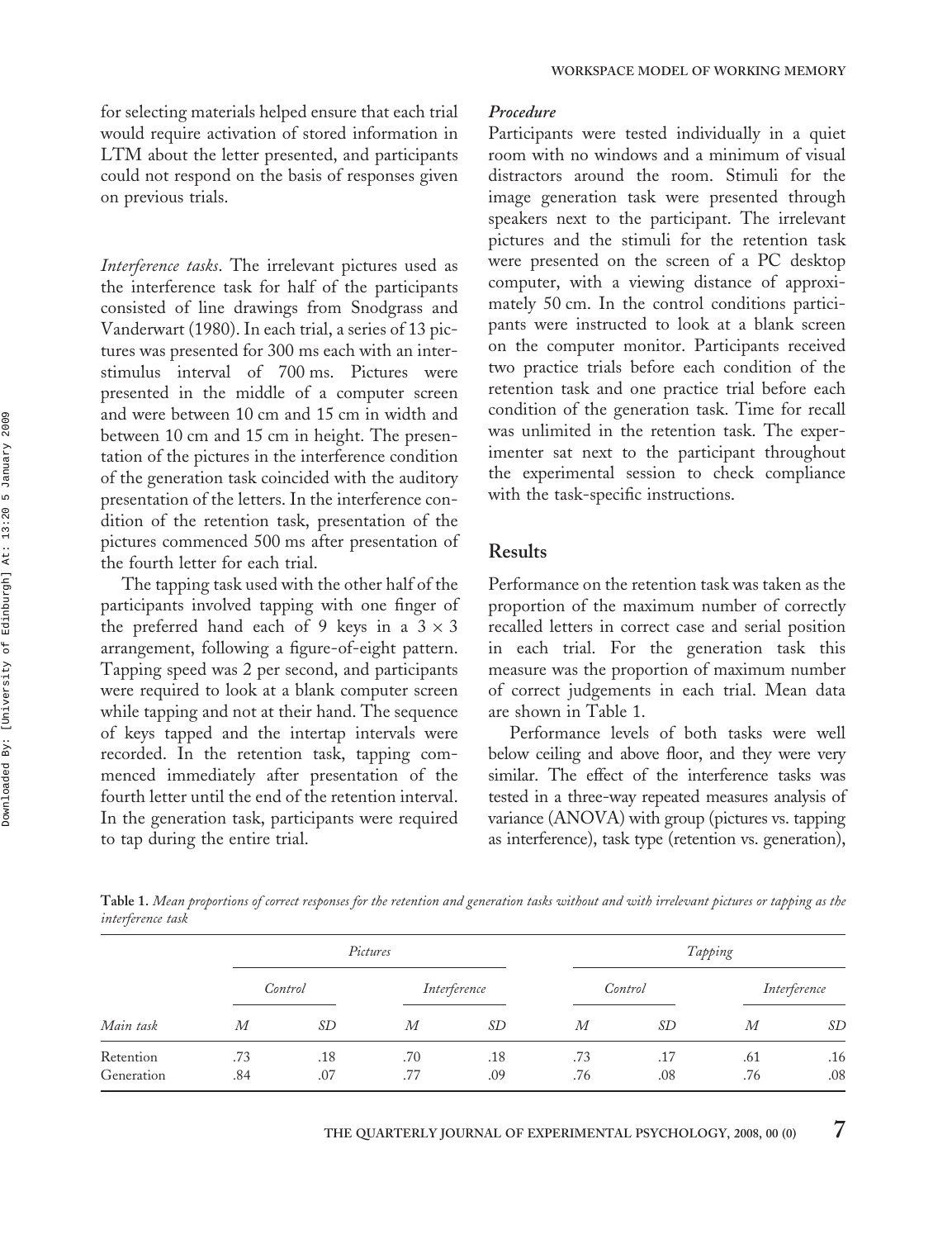for selecting materials helped ensure that each trial would require activation of stored information in LTM about the letter presented, and participants could not respond on the basis of responses given on previous trials.

*Interference tasks*. The irrelevant pictures used as the interference task for half of the participants consisted of line drawings from Snodgrass and Vanderwart (1980). In each trial, a series of 13 pictures was presented for 300 ms each with an interstimulus interval of 700 ms. Pictures were presented in the middle of a computer screen and were between 10 cm and 15 cm in width and between 10 cm and 15 cm in height. The presentation of the pictures in the interference condition of the generation task coincided with the auditory presentation of the letters. In the interference condition of the retention task, presentation of the pictures commenced 500 ms after presentation of the fourth letter for each trial.

The tapping task used with the other half of the participants involved tapping with one finger of the preferred hand each of 9 keys in a $3 \times 3$ arrangement, following a figure-of-eight pattern. Tapping speed was 2 per second, and participants were required to look at a blank computer screen while tapping and not at their hand. The sequence of keys tapped and the intertap intervals were recorded. In the retention task, tapping commenced immediately after presentation of the fourth letter until the end of the retention interval. In the generation task, participants were required to tap during the entire trial.

### *Procedure*

Participants were tested individually in a quiet room with no windows and a minimum of visual distractors around the room. Stimuli for the image generation task were presented through speakers next to the participant. The irrelevant pictures and the stimuli for the retention task were presented on the screen of a PC desktop computer, with a viewing distance of approximately 50 cm. In the control conditions participants were instructed to look at a blank screen on the computer monitor. Participants received two practice trials before each condition of the retention task and one practice trial before each condition of the generation task. Time for recall was unlimited in the retention task. The experimenter sat next to the participant throughout the experimental session to check compliance with the task-specific instructions.

## Results

Performance on the retention task was taken as the proportion of the maximum number of correctly recalled letters in correct case and serial position in each trial. For the generation task this measure was the proportion of maximum number of correct judgements in each trial. Mean data are shown in Table 1.

Performance levels of both tasks were well below ceiling and above floor, and they were very similar. The effect of the interference tasks was tested in a three-way repeated measures analysis of variance (ANOVA) with group (pictures vs. tapping as interference), task type (retention vs. generation),

**Table 1.** *Mean proportions of correct responses for the retention and generation tasks without and with irrelevant pictures or tapping as the interference task*

| | *Pictures* | | | | *Tapping* | | | |
|---|---|---|---|---|---|---|---|---|
| | *Control* | | *Interference* | | *Control* | | *Interference* | |
| *Main task* | *M* | *SD* | *M* | *SD* | *M* | *SD* | *M* | *SD* |
| Retention | .73 | .18 | .70 | .18 | .73 | .17 | .61 | .16 |
| Generation | .84 | .07 | .77 | .09 | .76 | .08 | .76 | .08 |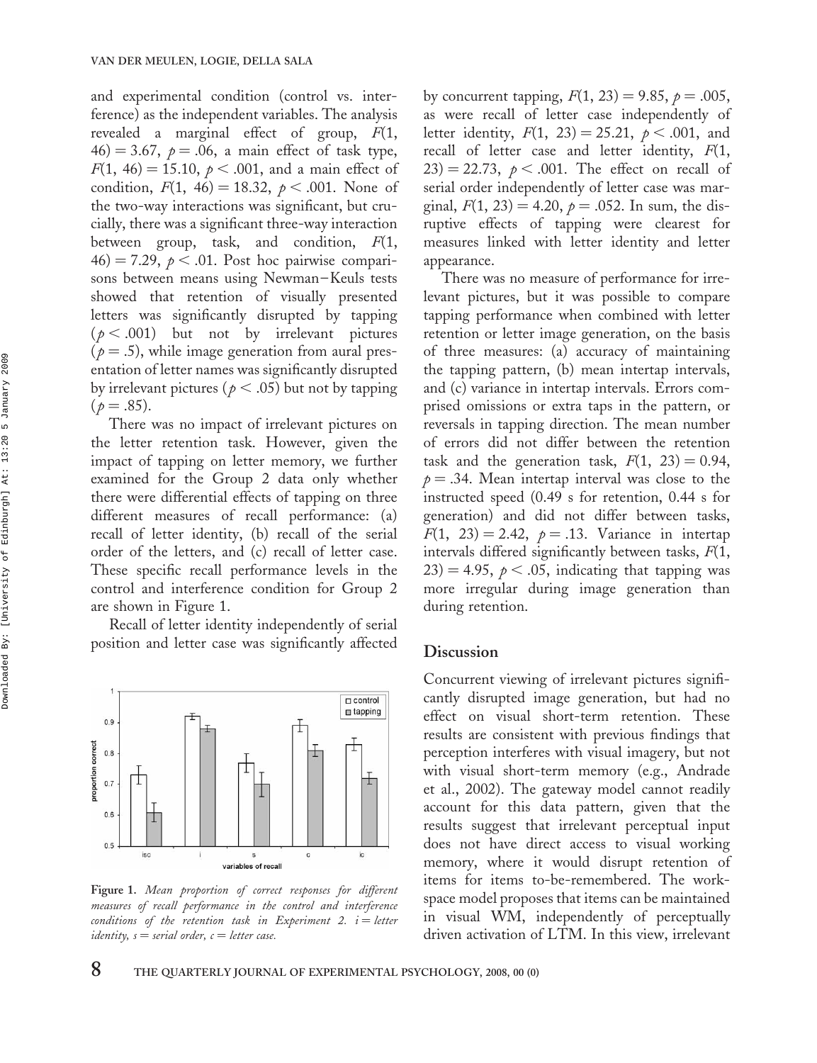and experimental condition (control vs. interference) as the independent variables. The analysis revealed a marginal effect of group, $F(1, 46) = 3.67$, $p = .06$, a main effect of task type, $F(1, 46) = 15.10$, $p < .001$, and a main effect of condition, $F(1, 46) = 18.32$, $p < .001$. None of the two-way interactions was significant, but crucially, there was a significant three-way interaction between group, task, and condition, $F(1, 46) = 7.29$, $p < .01$. Post hoc pairwise comparisons between means using Newman–Keuls tests showed that retention of visually presented letters was significantly disrupted by tapping ($p < .001$) but not by irrelevant pictures ($p = .5$), while image generation from aural presentation of letter names was significantly disrupted by irrelevant pictures ($p < .05$) but not by tapping ($p = .85$).

There was no impact of irrelevant pictures on the letter retention task. However, given the impact of tapping on letter memory, we further examined for the Group 2 data only whether there were differential effects of tapping on three different measures of recall performance: (a) recall of letter identity, (b) recall of the serial order of the letters, and (c) recall of letter case. These specific recall performance levels in the control and interference condition for Group 2 are shown in Figure 1.

Recall of letter identity independently of serial position and letter case was significantly affected by concurrent tapping, $F(1, 23) = 9.85$, $p = .005$, as were recall of letter case independently of letter identity, $F(1, 23) = 25.21$, $p < .001$, and recall of letter case and letter identity, $F(1, 23) = 22.73$, $p < .001$. The effect on recall of serial order independently of letter case was marginal, $F(1, 23) = 4.20$, $p = .052$. In sum, the disruptive effects of tapping were clearest for measures linked with letter identity and letter appearance.

**Figure 1.** *Mean proportion of correct responses for different measures of recall performance in the control and interference conditions of the retention task in Experiment 2. i = letter identity, s = serial order, c = letter case.*

There was no measure of performance for irrelevant pictures, but it was possible to compare tapping performance when combined with letter retention or letter image generation, on the basis of three measures: (a) accuracy of maintaining the tapping pattern, (b) mean intertap intervals, and (c) variance in intertap intervals. Errors comprised omissions or extra taps in the pattern, or reversals in tapping direction. The mean number of errors did not differ between the retention task and the generation task, $F(1, 23) = 0.94$, $p = .34$. Mean intertap interval was close to the instructed speed (0.49 s for retention, 0.44 s for generation) and did not differ between tasks, $F(1, 23) = 2.42$, $p = .13$. Variance in intertap intervals differed significantly between tasks, $F(1, 23) = 4.95$, $p < .05$, indicating that tapping was more irregular during image generation than during retention.

## Discussion

Concurrent viewing of irrelevant pictures significantly disrupted image generation, but had no effect on visual short-term retention. These results are consistent with previous findings that perception interferes with visual imagery, but not with visual short-term memory (e.g., Andrade et al., 2002). The gateway model cannot readily account for this data pattern, given that the results suggest that irrelevant perceptual input does not have direct access to visual working memory, where it would disrupt retention of items for items to-be-remembered. The workspace model proposes that items can be maintained in visual WM, independently of perceptually driven activation of LTM. In this view, irrelevant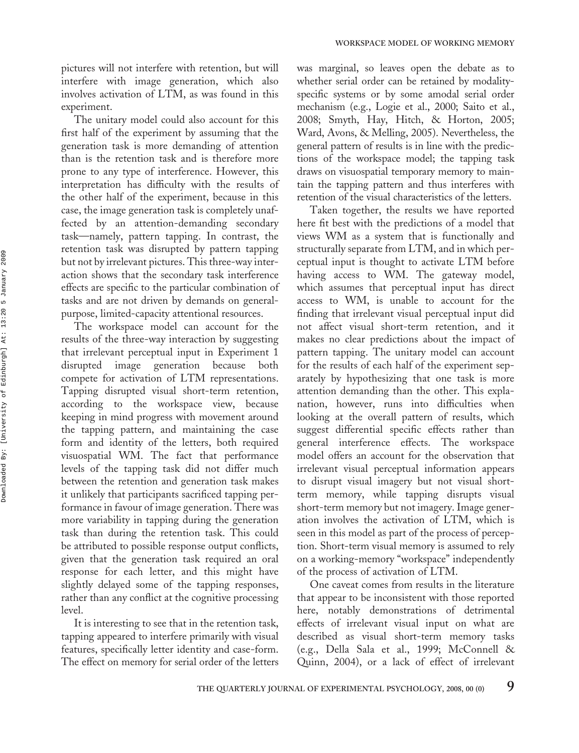pictures will not interfere with retention, but will interfere with image generation, which also involves activation of LTM, as was found in this experiment.

The unitary model could also account for this first half of the experiment by assuming that the generation task is more demanding of attention than is the retention task and is therefore more prone to any type of interference. However, this interpretation has difficulty with the results of the other half of the experiment, because in this case, the image generation task is completely unaffected by an attention-demanding secondary task—namely, pattern tapping. In contrast, the retention task was disrupted by pattern tapping but not by irrelevant pictures. This three-way interaction shows that the secondary task interference effects are specific to the particular combination of tasks and are not driven by demands on general-purpose, limited-capacity attentional resources.

The workspace model can account for the results of the three-way interaction by suggesting that irrelevant perceptual input in Experiment 1 disrupted image generation because both compete for activation of LTM representations. Tapping disrupted visual short-term retention, according to the workspace view, because keeping in mind progress with movement around the tapping pattern, and maintaining the case form and identity of the letters, both required visuospatial WM. The fact that performance levels of the tapping task did not differ much between the retention and generation task makes it unlikely that participants sacrificed tapping performance in favour of image generation. There was more variability in tapping during the generation task than during the retention task. This could be attributed to possible response output conflicts, given that the generation task required an oral response for each letter, and this might have slightly delayed some of the tapping responses, rather than any conflict at the cognitive processing level.

It is interesting to see that in the retention task, tapping appeared to interfere primarily with visual features, specifically letter identity and case-form. The effect on memory for serial order of the letters was marginal, so leaves open the debate as to whether serial order can be retained by modality-specific systems or by some amodal serial order mechanism (e.g., Logie et al., 2000; Saito et al., 2008; Smyth, Hay, Hitch, & Horton, 2005; Ward, Avons, & Melling, 2005). Nevertheless, the general pattern of results is in line with the predictions of the workspace model; the tapping task draws on visuospatial temporary memory to maintain the tapping pattern and thus interferes with retention of the visual characteristics of the letters.

Taken together, the results we have reported here fit best with the predictions of a model that views WM as a system that is functionally and structurally separate from LTM, and in which perceptual input is thought to activate LTM before having access to WM. The gateway model, which assumes that perceptual input has direct access to WM, is unable to account for the finding that irrelevant visual perceptual input did not affect visual short-term retention, and it makes no clear predictions about the impact of pattern tapping. The unitary model can account for the results of each half of the experiment separately by hypothesizing that one task is more attention demanding than the other. This explanation, however, runs into difficulties when looking at the overall pattern of results, which suggest differential specific effects rather than general interference effects. The workspace model offers an account for the observation that irrelevant visual perceptual information appears to disrupt visual imagery but not visual short-term memory, while tapping disrupts visual short-term memory but not imagery. Image generation involves the activation of LTM, which is seen in this model as part of the process of perception. Short-term visual memory is assumed to rely on a working-memory "workspace" independently of the process of activation of LTM.

One caveat comes from results in the literature that appear to be inconsistent with those reported here, notably demonstrations of detrimental effects of irrelevant visual input on what are described as visual short-term memory tasks (e.g., Della Sala et al., 1999; McConnell & Quinn, 2004), or a lack of effect of irrelevant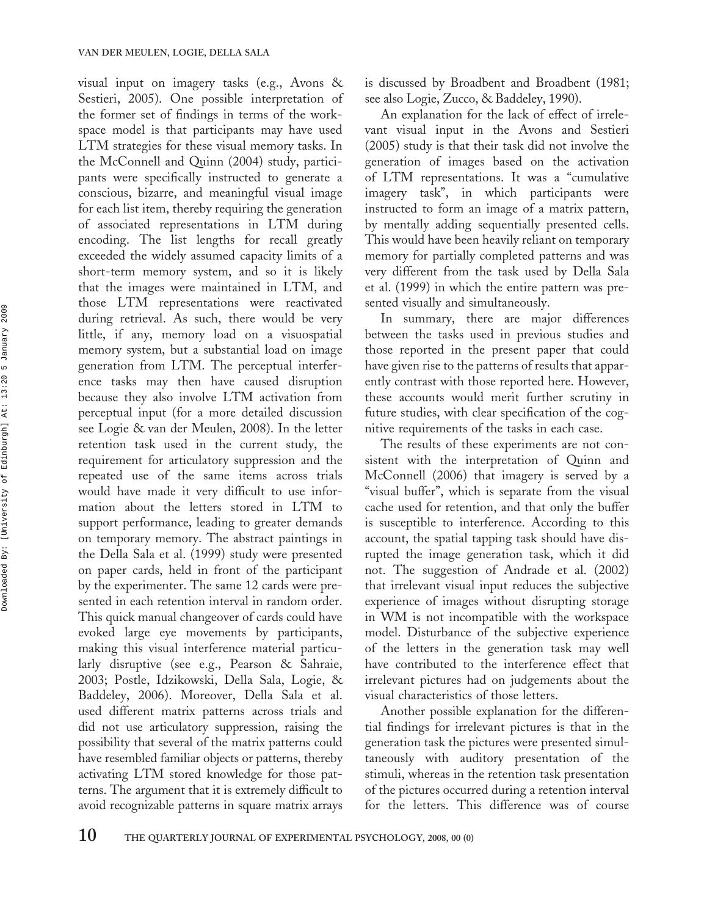visual input on imagery tasks (e.g., Avons & Sestieri, 2005). One possible interpretation of the former set of findings in terms of the workspace model is that participants may have used LTM strategies for these visual memory tasks. In the McConnell and Quinn (2004) study, participants were specifically instructed to generate a conscious, bizarre, and meaningful visual image for each list item, thereby requiring the generation of associated representations in LTM during encoding. The list lengths for recall greatly exceeded the widely assumed capacity limits of a short-term memory system, and so it is likely that the images were maintained in LTM, and those LTM representations were reactivated during retrieval. As such, there would be very little, if any, memory load on a visuospatial memory system, but a substantial load on image generation from LTM. The perceptual interference tasks may then have caused disruption because they also involve LTM activation from perceptual input (for a more detailed discussion see Logie & van der Meulen, 2008). In the letter retention task used in the current study, the requirement for articulatory suppression and the repeated use of the same items across trials would have made it very difficult to use information about the letters stored in LTM to support performance, leading to greater demands on temporary memory. The abstract paintings in the Della Sala et al. (1999) study were presented on paper cards, held in front of the participant by the experimenter. The same 12 cards were presented in each retention interval in random order. This quick manual changeover of cards could have evoked large eye movements by participants, making this visual interference material particularly disruptive (see e.g., Pearson & Sahraie, 2003; Postle, Idzikowski, Della Sala, Logie, & Baddeley, 2006). Moreover, Della Sala et al. used different matrix patterns across trials and did not use articulatory suppression, raising the possibility that several of the matrix patterns could have resembled familiar objects or patterns, thereby activating LTM stored knowledge for those patterns. The argument that it is extremely difficult to avoid recognizable patterns in square matrix arrays is discussed by Broadbent and Broadbent (1981; see also Logie, Zucco, & Baddeley, 1990).

An explanation for the lack of effect of irrelevant visual input in the Avons and Sestieri (2005) study is that their task did not involve the generation of images based on the activation of LTM representations. It was a "cumulative imagery task", in which participants were instructed to form an image of a matrix pattern, by mentally adding sequentially presented cells. This would have been heavily reliant on temporary memory for partially completed patterns and was very different from the task used by Della Sala et al. (1999) in which the entire pattern was presented visually and simultaneously.

In summary, there are major differences between the tasks used in previous studies and those reported in the present paper that could have given rise to the patterns of results that apparently contrast with those reported here. However, these accounts would merit further scrutiny in future studies, with clear specification of the cognitive requirements of the tasks in each case.

The results of these experiments are not consistent with the interpretation of Quinn and McConnell (2006) that imagery is served by a "visual buffer", which is separate from the visual cache used for retention, and that only the buffer is susceptible to interference. According to this account, the spatial tapping task should have disrupted the image generation task, which it did not. The suggestion of Andrade et al. (2002) that irrelevant visual input reduces the subjective experience of images without disrupting storage in WM is not incompatible with the workspace model. Disturbance of the subjective experience of the letters in the generation task may well have contributed to the interference effect that irrelevant pictures had on judgements about the visual characteristics of those letters.

Another possible explanation for the differential findings for irrelevant pictures is that in the generation task the pictures were presented simultaneously with auditory presentation of the stimuli, whereas in the retention task presentation of the pictures occurred during a retention interval for the letters. This difference was of course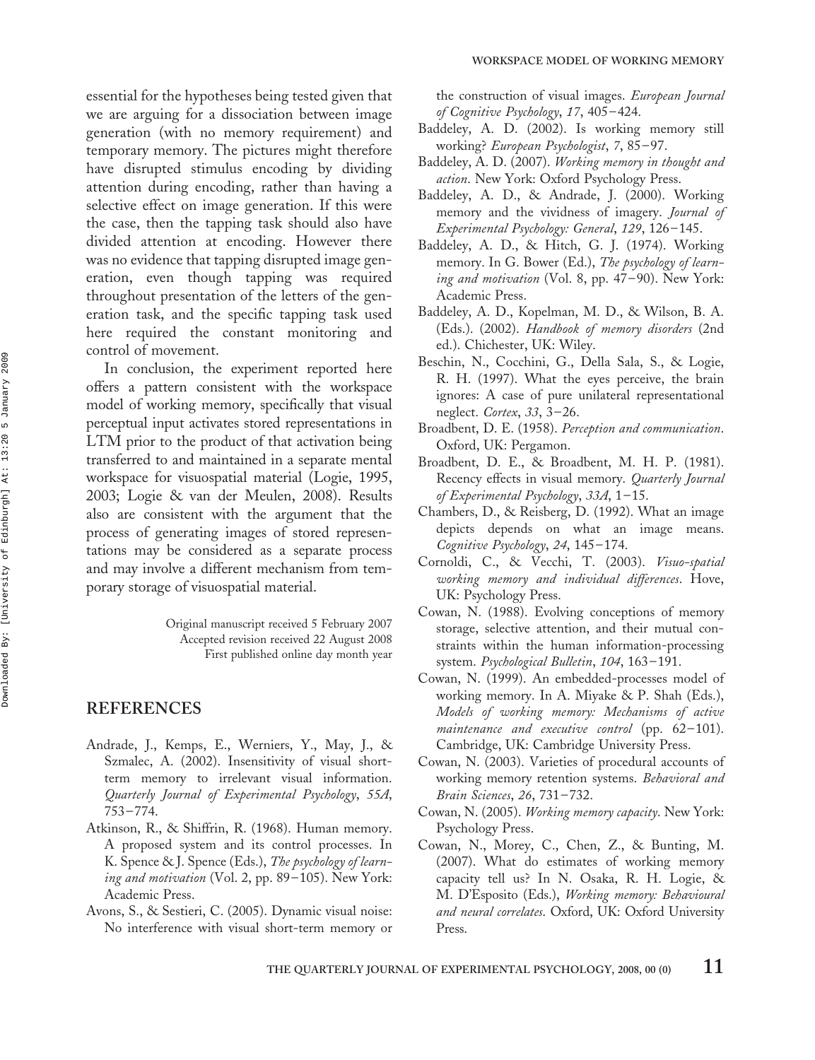essential for the hypotheses being tested given that we are arguing for a dissociation between image generation (with no memory requirement) and temporary memory. The pictures might therefore have disrupted stimulus encoding by dividing attention during encoding, rather than having a selective effect on image generation. If this were the case, then the tapping task should also have divided attention at encoding. However there was no evidence that tapping disrupted image generation, even though tapping was required throughout presentation of the letters of the generation task, and the specific tapping task used here required the constant monitoring and control of movement.

In conclusion, the experiment reported here offers a pattern consistent with the workspace model of working memory, specifically that visual perceptual input activates stored representations in LTM prior to the product of that activation being transferred to and maintained in a separate mental workspace for visuospatial material (Logie, 1995, 2003; Logie & van der Meulen, 2008). Results also are consistent with the argument that the process of generating images of stored representations may be considered as a separate process and may involve a different mechanism from temporary storage of visuospatial material.

Original manuscript received 5 February 2007
Accepted revision received 22 August 2008
First published online day month year

## REFERENCES

Andrade, J., Kemps, E., Werniers, Y., May, J., & Szmalec, A. (2002). Insensitivity of visual short-term memory to irrelevant visual information. *Quarterly Journal of Experimental Psychology*, *55A*, 753–774.

Atkinson, R., & Shiffrin, R. (1968). Human memory. A proposed system and its control processes. In K. Spence & J. Spence (Eds.), *The psychology of learning and motivation* (Vol. 2, pp. 89–105). New York: Academic Press.

Avons, S., & Sestieri, C. (2005). Dynamic visual noise: No interference with visual short-term memory or the construction of visual images. *European Journal of Cognitive Psychology*, *17*, 405–424.

Baddeley, A. D. (2002). Is working memory still working? *European Psychologist*, *7*, 85–97.

Baddeley, A. D. (2007). *Working memory in thought and action*. New York: Oxford Psychology Press.

Baddeley, A. D., & Andrade, J. (2000). Working memory and the vividness of imagery. *Journal of Experimental Psychology: General*, *129*, 126–145.

Baddeley, A. D., & Hitch, G. J. (1974). Working memory. In G. Bower (Ed.), *The psychology of learning and motivation* (Vol. 8, pp. 47–90). New York: Academic Press.

Baddeley, A. D., Kopelman, M. D., & Wilson, B. A. (Eds.). (2002). *Handbook of memory disorders* (2nd ed.). Chichester, UK: Wiley.

Beschin, N., Cocchini, G., Della Sala, S., & Logie, R. H. (1997). What the eyes perceive, the brain ignores: A case of pure unilateral representational neglect. *Cortex*, *33*, 3–26.

Broadbent, D. E. (1958). *Perception and communication*. Oxford, UK: Pergamon.

Broadbent, D. E., & Broadbent, M. H. P. (1981). Recency effects in visual memory. *Quarterly Journal of Experimental Psychology*, *33A*, 1–15.

Chambers, D., & Reisberg, D. (1992). What an image depicts depends on what an image means. *Cognitive Psychology*, *24*, 145–174.

Cornoldi, C., & Vecchi, T. (2003). *Visuo-spatial working memory and individual differences*. Hove, UK: Psychology Press.

Cowan, N. (1988). Evolving conceptions of memory storage, selective attention, and their mutual constraints within the human information-processing system. *Psychological Bulletin*, *104*, 163–191.

Cowan, N. (1999). An embedded-processes model of working memory. In A. Miyake & P. Shah (Eds.), *Models of working memory: Mechanisms of active maintenance and executive control* (pp. 62–101). Cambridge, UK: Cambridge University Press.

Cowan, N. (2003). Varieties of procedural accounts of working memory retention systems. *Behavioral and Brain Sciences*, *26*, 731–732.

Cowan, N. (2005). *Working memory capacity*. New York: Psychology Press.

Cowan, N., Morey, C., Chen, Z., & Bunting, M. (2007). What do estimates of working memory capacity tell us? In N. Osaka, R. H. Logie, & M. D'Esposito (Eds.), *Working memory: Behavioural and neural correlates*. Oxford, UK: Oxford University Press.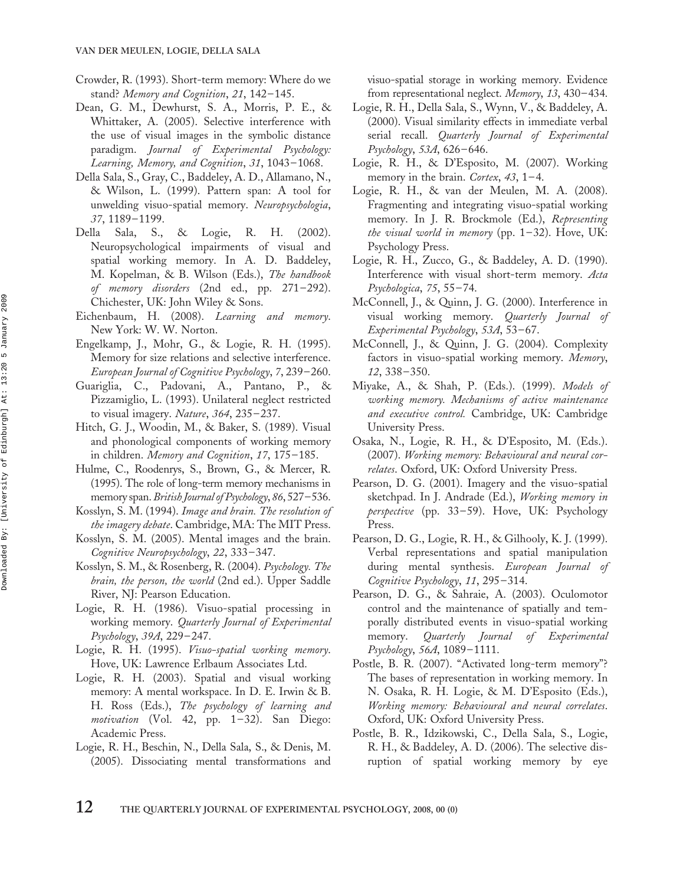Crowder, R. (1993). Short-term memory: Where do we stand? *Memory and Cognition*, *21*, 142–145.

Dean, G. M., Dewhurst, S. A., Morris, P. E., & Whittaker, A. (2005). Selective interference with the use of visual images in the symbolic distance paradigm. *Journal of Experimental Psychology: Learning, Memory, and Cognition*, *31*, 1043–1068.

Della Sala, S., Gray, C., Baddeley, A. D., Allamano, N., & Wilson, L. (1999). Pattern span: A tool for unwelding visuo-spatial memory. *Neuropsychologia*, *37*, 1189–1199.

Della Sala, S., & Logie, R. H. (2002). Neuropsychological impairments of visual and spatial working memory. In A. D. Baddeley, M. Kopelman, & B. Wilson (Eds.), *The handbook of memory disorders* (2nd ed., pp. 271–292). Chichester, UK: John Wiley & Sons.

Eichenbaum, H. (2008). *Learning and memory*. New York: W. W. Norton.

Engelkamp, J., Mohr, G., & Logie, R. H. (1995). Memory for size relations and selective interference. *European Journal of Cognitive Psychology*, *7*, 239–260.

Guariglia, C., Padovani, A., Pantano, P., & Pizzamiglio, L. (1993). Unilateral neglect restricted to visual imagery. *Nature*, *364*, 235–237.

Hitch, G. J., Woodin, M., & Baker, S. (1989). Visual and phonological components of working memory in children. *Memory and Cognition*, *17*, 175–185.

Hulme, C., Roodenrys, S., Brown, G., & Mercer, R. (1995). The role of long-term memory mechanisms in memory span. *British Journal of Psychology*, *86*, 527–536.

Kosslyn, S. M. (1994). *Image and brain. The resolution of the imagery debate*. Cambridge, MA: The MIT Press.

Kosslyn, S. M. (2005). Mental images and the brain. *Cognitive Neuropsychology*, *22*, 333–347.

Kosslyn, S. M., & Rosenberg, R. (2004). *Psychology. The brain, the person, the world* (2nd ed.). Upper Saddle River, NJ: Pearson Education.

Logie, R. H. (1986). Visuo-spatial processing in working memory. *Quarterly Journal of Experimental Psychology*, *39A*, 229–247.

Logie, R. H. (1995). *Visuo-spatial working memory*. Hove, UK: Lawrence Erlbaum Associates Ltd.

Logie, R. H. (2003). Spatial and visual working memory: A mental workspace. In D. E. Irwin & B. H. Ross (Eds.), *The psychology of learning and motivation* (Vol. 42, pp. 1–32). San Diego: Academic Press.

Logie, R. H., Beschin, N., Della Sala, S., & Denis, M. (2005). Dissociating mental transformations and visuo-spatial storage in working memory. Evidence from representational neglect. *Memory*, *13*, 430–434.

Logie, R. H., Della Sala, S., Wynn, V., & Baddeley, A. (2000). Visual similarity effects in immediate verbal serial recall. *Quarterly Journal of Experimental Psychology*, *53A*, 626–646.

Logie, R. H., & D'Esposito, M. (2007). Working memory in the brain. *Cortex*, *43*, 1–4.

Logie, R. H., & van der Meulen, M. A. (2008). Fragmenting and integrating visuo-spatial working memory. In J. R. Brockmole (Ed.), *Representing the visual world in memory* (pp. 1–32). Hove, UK: Psychology Press.

Logie, R. H., Zucco, G., & Baddeley, A. D. (1990). Interference with visual short-term memory. *Acta Psychologica*, *75*, 55–74.

McConnell, J., & Quinn, J. G. (2000). Interference in visual working memory. *Quarterly Journal of Experimental Psychology*, *53A*, 53–67.

McConnell, J., & Quinn, J. G. (2004). Complexity factors in visuo-spatial working memory. *Memory*, *12*, 338–350.

Miyake, A., & Shah, P. (Eds.). (1999). *Models of working memory. Mechanisms of active maintenance and executive control.* Cambridge, UK: Cambridge University Press.

Osaka, N., Logie, R. H., & D'Esposito, M. (Eds.). (2007). *Working memory: Behavioural and neural correlates*. Oxford, UK: Oxford University Press.

Pearson, D. G. (2001). Imagery and the visuo-spatial sketchpad. In J. Andrade (Ed.), *Working memory in perspective* (pp. 33–59). Hove, UK: Psychology Press.

Pearson, D. G., Logie, R. H., & Gilhooly, K. J. (1999). Verbal representations and spatial manipulation during mental synthesis. *European Journal of Cognitive Psychology*, *11*, 295–314.

Pearson, D. G., & Sahraie, A. (2003). Oculomotor control and the maintenance of spatially and temporally distributed events in visuo-spatial working memory. *Quarterly Journal of Experimental Psychology*, *56A*, 1089–1111.

Postle, B. R. (2007). "Activated long-term memory"? The bases of representation in working memory. In N. Osaka, R. H. Logie, & M. D'Esposito (Eds.), *Working memory: Behavioural and neural correlates*. Oxford, UK: Oxford University Press.

Postle, B. R., Idzikowski, C., Della Sala, S., Logie, R. H., & Baddeley, A. D. (2006). The selective disruption of spatial working memory by eye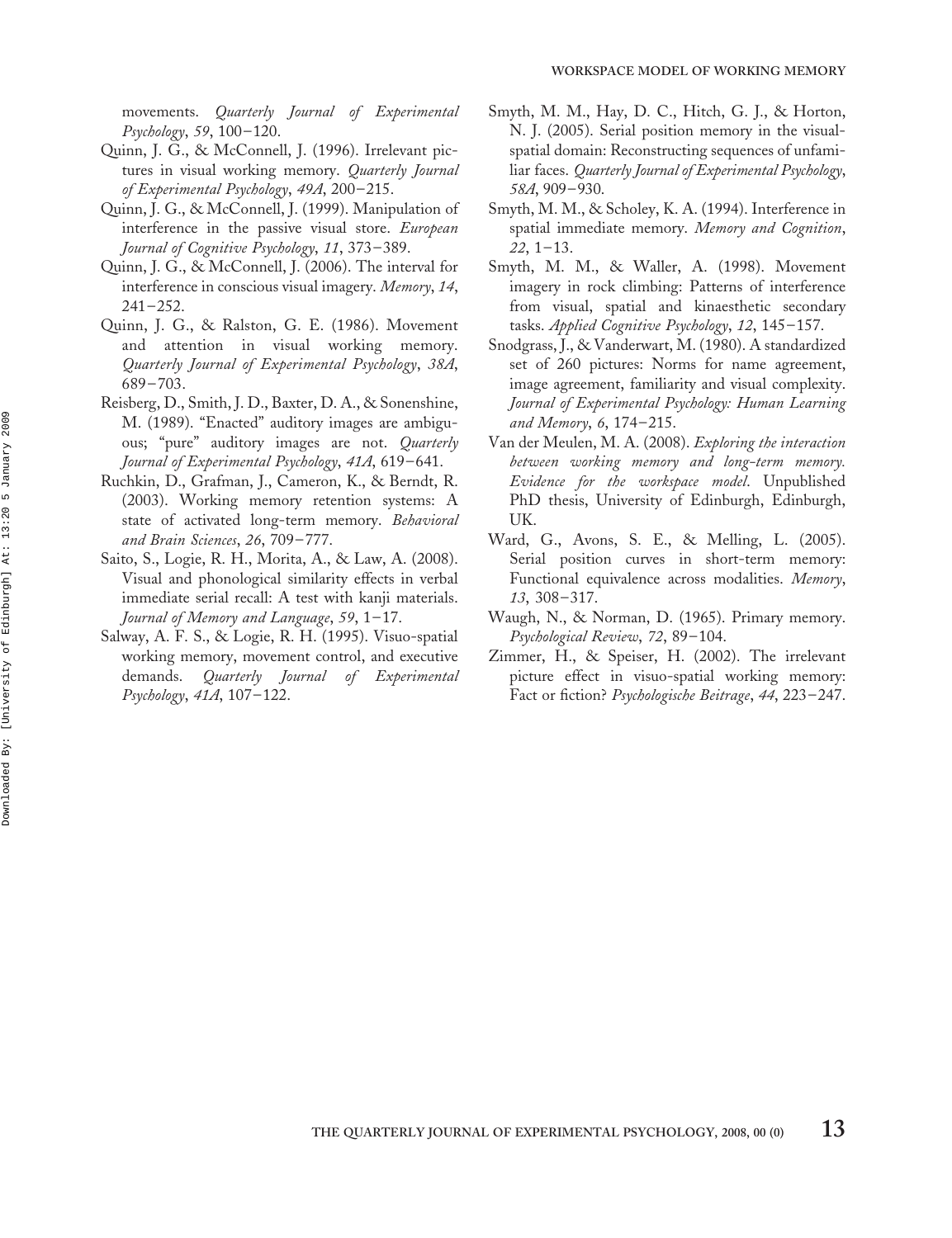movements. *Quarterly Journal of Experimental Psychology*, *59*, 100–120.

Quinn, J. G., & McConnell, J. (1996). Irrelevant pictures in visual working memory. *Quarterly Journal of Experimental Psychology*, *49A*, 200–215.

Quinn, J. G., & McConnell, J. (1999). Manipulation of interference in the passive visual store. *European Journal of Cognitive Psychology*, *11*, 373–389.

Quinn, J. G., & McConnell, J. (2006). The interval for interference in conscious visual imagery. *Memory*, *14*, 241–252.

Quinn, J. G., & Ralston, G. E. (1986). Movement and attention in visual working memory. *Quarterly Journal of Experimental Psychology*, *38A*, 689–703.

Reisberg, D., Smith, J. D., Baxter, D. A., & Sonenshine, M. (1989). "Enacted" auditory images are ambiguous; "pure" auditory images are not. *Quarterly Journal of Experimental Psychology*, *41A*, 619–641.

Ruchkin, D., Grafman, J., Cameron, K., & Berndt, R. (2003). Working memory retention systems: A state of activated long-term memory. *Behavioral and Brain Sciences*, *26*, 709–777.

Saito, S., Logie, R. H., Morita, A., & Law, A. (2008). Visual and phonological similarity effects in verbal immediate serial recall: A test with kanji materials. *Journal of Memory and Language*, *59*, 1–17.

Salway, A. F. S., & Logie, R. H. (1995). Visuo-spatial working memory, movement control, and executive demands. *Quarterly Journal of Experimental Psychology*, *41A*, 107–122.

Smyth, M. M., Hay, D. C., Hitch, G. J., & Horton, N. J. (2005). Serial position memory in the visual-spatial domain: Reconstructing sequences of unfamiliar faces. *Quarterly Journal of Experimental Psychology*, *58A*, 909–930.

Smyth, M. M., & Scholey, K. A. (1994). Interference in spatial immediate memory. *Memory and Cognition*, *22*, 1–13.

Smyth, M. M., & Waller, A. (1998). Movement imagery in rock climbing: Patterns of interference from visual, spatial and kinaesthetic secondary tasks. *Applied Cognitive Psychology*, *12*, 145–157.

Snodgrass, J., & Vanderwart, M. (1980). A standardized set of 260 pictures: Norms for name agreement, image agreement, familiarity and visual complexity. *Journal of Experimental Psychology: Human Learning and Memory*, *6*, 174–215.

Van der Meulen, M. A. (2008). *Exploring the interaction between working memory and long-term memory. Evidence for the workspace model*. Unpublished PhD thesis, University of Edinburgh, Edinburgh, UK.

Ward, G., Avons, S. E., & Melling, L. (2005). Serial position curves in short-term memory: Functional equivalence across modalities. *Memory*, *13*, 308–317.

Waugh, N., & Norman, D. (1965). Primary memory. *Psychological Review*, *72*, 89–104.

Zimmer, H., & Speiser, H. (2002). The irrelevant picture effect in visuo-spatial working memory: Fact or fiction? *Psychologische Beitrage*, *44*, 223–247.